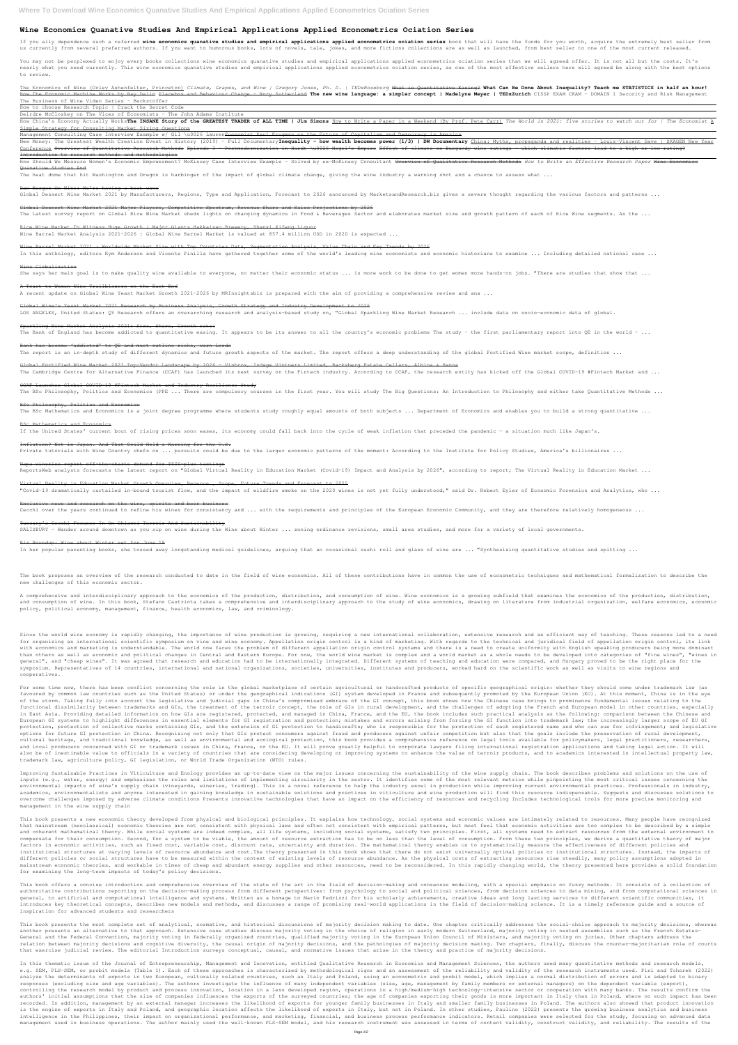# Wine Economics Quanative Studies And Empirical Applications Applied Econometrics Ociation Series

If you ally dependence such a referred **wine economics quanative studies and empirical applications applied econometrics ociation series** book that will have the funds for you worth, acquire the extremely best seller from us currently from several preferred authors. If you want to humorous books, lots of novels, tale, jokes, and more fictions collections are as well as launched, from best seller to one of the most current released.

You may not be perplexed to enjoy every books collections wine economics quanative studies and empirical applications applied econometrics ociation series that we will agreed offer. It is not all but the costs. It's nearly what you need currently. This wine economics quanative studies and empirical applications applied econometrics ociation series, as one of the most effective sellers here will agreed be along with the best options to review.

The Economics of Wine (Orley Ashenfelter, Princeton) *Climate, Grapes, and Wine | Gregory Jones, Ph. D. | TEDxRoseburg* What is Quantitative Easing? **What Can Be Done About Inequality? Teach me STATISTICS in half an hour!** How The Economic Machine Works by Ray Dalio Placebos and Behaviour Change - Rory Sutherland **The new wine language: a simpler concept | Madelyne Meyer | TEDxZurich** CISSP EXAM CRAM - DOMAIN 1 Security and Risk Management

The Business of Wine Video Series - Beckstoffer

How to choose Research Topic | Crack the Secret Code

Deirdre McCloskey on The Vices of Economists - The John Adams Institute

How China's Economy Actually Works**The INSANE Story of the GREATEST TRADER of ALL TIME | Jim Simons** How to Write a Paper in a Weekend (By Prof. Pete Carr) *The World in 2021: five stories to watch out for | The Economist* A Simple Strategy for Consulting Market Sizing Questions

Management Consulting Case Interview Example w/ Gil \u0026 LaurenEconomist Paul Krugman on the Future of Capitalism and Democracy in America

New Money: The Greatest Wealth Creation Event in History (2019) - Full Documentary**Inequality - how wealth becomes power (1/3) | DW Documentary** China: Myths, propaganda and realities - Louis-Vincent Gave | SKAGEN New Year Conference Overview of Quantitative Research Methods Episode 3 - Postmodernism in Hardt \u0026 Negri's Empire Effect of climate on Burgundy wine ratings - which climatic factors lead to a high or low rating? Introduction to research methods and methodologies

How Should We Measure Women's Economic Empowerment? McKinsey Case Interview Example - Solved by ex-McKinsey Consultant Overview of Qualitative Research Methods *How to Write an Effective Research Paper* Wine Economics Quanative Studies And

The heat dome that hit Washington and Oregon is harbinger of the impact of global climate change, giving the wine industry a warning shot and a chance to assess what ...

Dan Berger On Wine: We're having a heat wave

Global Dessert Wine Market 2021 by Manufacturers, Regions, Type and Application, Forecast to 2026 announced by MarketsandResearch.biz gives a severe thought regarding the various factors and patterns ...

Global Dessert Wine Market 2021 Major Players, Competitive Spectrum, Revenue Share and Sales Projections by 2026

The Latest survey report on Global Rice Wine Market sheds lights on changing dynamics in Food & Beverages Sector and elaborates market size and growth pattern of each of Rice Wine segments. As the ...

Rice Wine Market To Witness Huge Growth | Major Giants Hakkaisan Brewery, Shanxi Xifeng Liquor

Wine Barrel Market Analysis 2021-2026 : Global Wine Barrel Market is valued at 857.4 million USD in 2020 is expected ...

Wine Barrel Market 2021 : Worldwide Market Size with Top Countries Data, Segmentation Analysis, Value Chain and Key Trends by 2026

In this anthology, editors Kym Anderson and Vicente Pinilla have gathered together some of the world's leading wine economists and economic historians to examine ... Including detailed national case ...

Wine Globalization

She says her main goal is to make quality wine available to everyone, no matter their economic status ... is more work to be done to get women more hands-on jobs. "There are studies that show that ...

A Toast to Women Wine Trailblazers on the East End

A recent update on Global Wine Yeast Market Growth 2021-2026 by MRInsightsbiz is prepared with the aim of providing a comprehensive review and ana ...

Global Wine's Yeast Market 2021 Research by Business Analysis, Growth Strategy and Industry Development to 2026

LOS ANGELES, United States: QY Research offers an overarching research and analysis-based study on, "Global Sparkling Wine Market Research ... include data on socio-economic data of global.

Sparkling Wine Market Analysis 2021: Size, Share, Growth rate:

The Bank of England has become addicted to quantitative easing. It appears to be its answer to all the country's economic problems The study - the first parliamentary report into QE in the world - ...

Bank has become 'addicted' to QE and must outline risks, warn Lords

The report is an in-depth study of different dynamics and future growth aspects of the market. The report offers a deep understanding of the global Fortified Wine market scope, definition ...

Global Fortified Wine Market 2021 Top-Vendor Landscape by 2026 - Viabros, Indage Vintners Limited, Backsberg Estate Cellars, Albina & Hanna

The Cambridge Centre for Alternative Finance (CCAF) has launched its next survey on the Fintech industry. According to CCAF, the research entity has kicked off the Global COVID-19 #Fintech Market and ...

CCAF Launches Global COVID-19 #Fintech Market and Industry Resilience Study

The BSc Philosophy, Politics and Economics (PPE ... There are compulsory courses in the first year. You will study The Big Questions: An Introduction to Philosophy and either take Quantitative Methods ...

BSc Philosophy, Politics and Economics

The BSc Mathematics and Economics is a joint degree programme where students study roughly equal amounts of both subjects ... Department of Economics and enables you to build a strong quantitative ...

BSc Mathematics and Economics

If the United States' current bout of rising prices soon eases, its economy could fall back into the cycle of weak inflation that preceded the pandemic — a situation much like Japan's.

Inflation? Not in Japan. And That Could Hold a Warning for the U.S.

Private tutorials with Wine Country chefs on ... pursuits could be due to the larger economic patterns of the moment: According to the Institute for Policy Studies, America's billionaires ...

Napa wineries report off-the-charts demand for $500-plus tastings

ReportsWeb analysts forecasts the latest report on "Global Virtual Reality in Education Market (Covid-19) Impact and Analysis by 2026", according to report; The Virtual Reality in Education Market ...

Virtual Reality in Education Market Growth Overview, Revenue , Scope, Future Trends and Forecast to 2025

"Covid-19 dramatically curtailed in-bound tourist flow, and the impact of wildfire smoke on the 2020 wines is not yet fully understood," said Dr. Robert Eyler of Economic Forensics and Analytics, who ...

Exclusive news and research on the wine, spirits and beer business

Cecchi over the years continued to refine his wines for consistency and ... with the requirements and principles of the European Economic Community, and they are therefore relatively homogeneous ...

Tuscany's Cecchi Focuses On On Chianti Terroir And Sustainability

SALISBURY — Wander around downtown as you sip on wine during the Wine about Winter ... zoning ordinance revisions, small area studies, and more for a variety of local governments.

Biz Roundup: Wine about Winter set for June 18

In her popular parenting books, she tossed away longstanding medical guidelines, arguing that an occasional sushi roll and glass of wine are ... "Synthesizing quantitative studies and spitting ...

The book proposes an overview of the research conducted to date in the field of wine economics. All of these contributions have in common the use of econometric techniques and mathematical formalization to describe the new challenges of this economic sector.

A comprehensive and interdisciplinary approach to the economics of the production, distribution, and consumption of wine. Wine economics is a growing subfield that examines the economics of the production, distribution, and consumption of wine. In this book, Stefano Castriota takes a comprehensive and interdisciplinary approach to the study of wine economics, drawing on literature from industrial organization, welfare economics, economic policy, political economy, management, finance, health economics, law, and criminology.

Since the world wine economy is rapidly changing, the importance of wine production is growing, requiring a new international collaboration, extensive research and an efficient way of teaching. These reasons led to a need for organizing an international scientific symposium on vine and wine economy. Appellation origin control is a kind of marketing. With regards to the technical and juridical field of appellation origin control, its link with economics and marketing is understandable. The world now faces the problem of different appellation origin control systems and there is a need to create uniformity with English speaking producers being more dominant than others as well as economic and political changes in Central and Eastern Europe. For now, the world wine market is complex and a world market as a whole needs to be developed into categories of "fine wines", "wines in general", and "cheap wines". It was agreed that research and education had to be internationally integrated. Different systems of teaching and education were compared, and Hungary proved to be the right place for the symposium. Representatives of 14 countries, international and national organizations, societies, universities, institutes and producers, worked hard on the scientific work as well as visits to wine regions and cooperatives.

For some time now, there has been conflict concerning the role in the global marketplace of certain agricultural or handcrafted products of specific geographical origin: whether they should come under trademark law (as favoured by common law countries such as the United States) or under the geographical indications (GI) system developed in France and subsequently promoted by the European Union (EU). At this moment, China is in the eye of the storm. Taking fully into account the legislative and judicial gaps in China's compromised embrace of the GI concept, this book shows how the Chinese case brings to prominence fundamental issues relating to the functional dissimilarity between trademarks and GIs, the treatment of the terroir concept, the role of GIs in rural development, and the challenges of adopting the French and European model in other countries, especially in East Asia. Providing detailed information on how GIs are registered, protected, and managed in China, France, and the EU, the book includes such practical analysis as the following: comparison between the Chinese and European GI systems to highlight differences in essential elements for GI registration and protection; mistakes and errors arising from forcing the GI function into trademark law; the increasingly larger scope of EU GI protection, protection of collective marks containing GIs, and the extension of GI protection to handicrafts; who is responsible for the protection of each registered name and who can sue for infringement; and legislative options for future GI protection in China. Recognizing not only that GIs protect consumers against fraud and producers against unfair competition but also that the goals include the preservation of rural development, cultural heritage, and traditional knowledge, as well as environmental and ecological protection, this book provides a comprehensive reference on legal tools available for policymakers, legal practitioners, researchers, and local producers concerned with GI or trademark issues in China, France, or the EU. It will prove greatly helpful to corporate lawyers filing international registration applications and taking legal action. It will also be of inestimable value to officials in a variety of countries that are considering developing or improving systems to enhance the value of terroir products, and to academics interested in intellectual property law, trademark law, agriculture policy, GI legislation, or World Trade Organization (WTO) rules.

Improving Sustainable Practices in Viticulture and Enology provides an up-to-date view on the major issues concerning the sustainability of the wine supply chain. The book describes problems and solutions on the use of inputs (e.g., water, energy) and emphasizes the roles and limitations of implementing circularity in the sector. It identifies some of the most relevant metrics while pinpointing the most critical issues concerning the environmental impacts of wine's supply chain (vineyards, wineries, trading). This is a novel reference to help the industry excel in production while improving current environmental practices. Professionals in industry, academics, environmentalists and anyone interested in gaining knowledge in sustainable solutions and practices in viticulture and wine production will find this resource indispensable. Suggests and discusses solutions to overcome challenges imposed by adverse climate conditions Presents innovative technologies that have an impact on the efficiency of resources and recycling Includes technological tools for more precise monitoring and management in the wine supply chain

This book presents a new economic theory developed from physical and biological principles. It explains how technology, social systems and economic values are intimately related to resources. Many people have recognized that mainstream (neoclassical) economic theories are not consistent with physical laws and often not consistent with empirical patterns, but most feel that economic activities are too complex to be described by a simple and coherent mathematical theory. While social systems are indeed complex, all life systems, including social systems, satisfy two principles. First, all systems need to extract resources from the external environment to compensate for their consumption. Second, for a system to be viable, the amount of resource extraction has to be no less than the level of consumption. From these two principles, we derive a quantitative theory of major factors in economic activities, such as fixed cost, variable cost, discount rate, uncertainty and duration. The mathematical theory enables us to systematically measure the effectiveness of different policies and institutional structures at varying levels of resource abundance and cost.The theory presented in this book shows that there do not exist universally optimal policies or institutional structures. Instead, the impacts of different policies or social structures have to be measured within the context of existing levels of resource abundance. As the physical costs of extracting resources rise steadily, many policy assumptions adopted in mainstream economic theories, and workable in times of cheap and abundant energy supplies and other resources, need to be reconsidered. In this rapidly changing world, the theory presented here provides a solid foundation for examining the long-term impacts of today's policy decisions.

This book offers a concise introduction and comprehensive overview of the state of the art in the field of decision-making and consensus modeling, with a special emphasis on fuzzy methods. It consists of a collection of authoritative contributions reporting on the decision-making process from different perspectives: from psychology to social and political sciences, from decision sciences to data mining, and from computational sciences in general, to artificial and computational intelligence and systems. Written as a homage to Mario Fedrizzi for his scholarly achievements, creative ideas and long lasting services to different scientific communities, it introduces key theoretical concepts, describes new models and methods, and discusses a range of promising real-world applications in the field of decision-making science. It is a timely reference guide and a source of inspiration for advanced students and researchers

This book presents the most complete set of analytical, normative, and historical discussions of majority decision making to date. One chapter critically addresses the social-choice approach to majority decisions, whereas another presents an alternative to that approach. Extensive case studies discuss majority voting in the choice of religion in early modern Switzerland, majority voting in nested assemblies such as the French Estates-General and the Federal Convention, majority voting in federally organized countries, qualified majority voting in the European Union Council of Ministers, and majority voting on juries. Other chapters address the relation between majority decisions and cognitive diversity, the causal origin of majority decisions, and the pathologies of majority decision making. Two chapters, finally, discuss the counter-majoritarian role of courts that exercise judicial review. The editorial Introduction surveys conceptual, causal, and normative issues that arise in the theory and practice of majority decisions.

In this thematic issue of the Journal of Entrepreneurship, Management and Innovation, entitled Qualitative Research in Economics and Management Sciences, the authors used many quantitative methods and research models, e.g. SEM, PLS-SEM, or probit models (Table 1). Each of these approaches is characterized by methodological rigor and an assessment of the reliability and validity of the research instruments used. Pini and Tchorek (2022) analyze the determinants of exports in two European, culturally related countries, such as Italy and Poland, using an econometric and probit model, which implies a normal distribution of errors and is adapted to binary responses (excluding size and age variables). The authors investigate the influence of many independent variables (size, age, management by family members or external managers) on the dependent variable (export), controlling the research model by product and process innovation, location in a less developed region, operations in a high/medium-high technology-intensive sector or cooperation with many banks. The results confirm the authors' initial assumptions that the size of companies influences the exports of the surveyed companies; the age of companies exporting their goods is more important in Italy than in Poland, where no such impact has been recorded. In addition, management by an external manager increases the likelihood of exports for younger family businesses in Italy and smaller family businesses in Poland. The authors also showed that product innovation is the engine of exports in Italy and Poland, and geographic location affects the likelihood of exports in Italy, but not in Poland. In other studies, Paulino (2022) presents the growing business analytics and business intelligence in the Philippines, their impact on organizational performance, and marketing, financial, and business process performance indicators. Retail companies were selected for the study, focusing on advanced data management used in business operations. The author mainly used the well-known PLS-SEM model, and his research instrument was assessed in terms of content validity, construct validity, and reliability. The results of the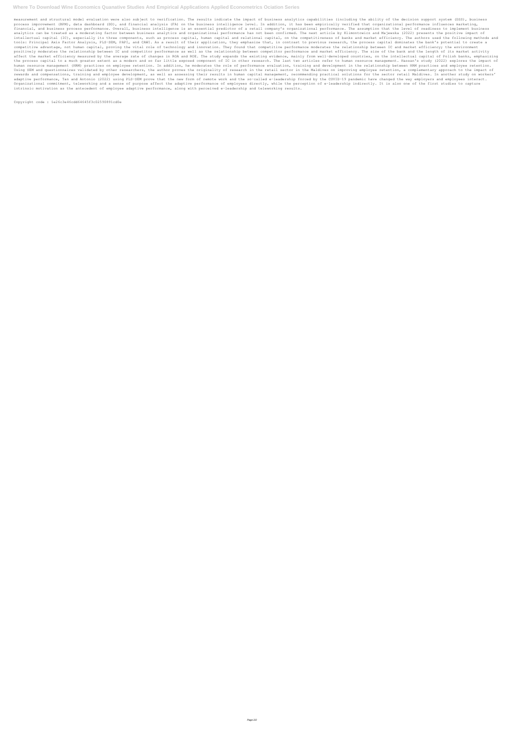measurement and structural model evaluation were also subject to verification. The results indicate the impact of business analytics capabilities (including the ability of the decision support system (DSS), business process improvement (BPM), data dashboard (DD), and financial analysis (FA) on the business intelligence level. In addition, it has been empirically verified that organizational performance influences marketing, financial, and business process performance. Overall, business intelligence is an essential predictor of a retail company's organizational performance. The assumption that the level of readiness to implement business analytics can be treated as a moderating factor between business analytics and organizational performance has not been confirmed. The next article by Klimontowicz and Majewska (2022) presents the positive impact of intellectual capital (IC), especially its three components, such as process capital, human capital and relational capital, on the competitiveness of banks and market efficiency. The authors used the following methods and tools: Principal Axis Factor Analysis, PLS-SEM, PAPI, and CAWI. As a result of their application, they emphasize that, in contrast to previous research, the process capital dominates the bank's potential to create a competitive advantage, not human capital, proving the vital role of technology and innovation. They found that competitive performance moderates the relationship between IC and market efficiency; the environment positively moderates the relationship between IC and competitor performance as well as the relationship between competitor performance and market efficiency. The size of the bank and the length of its market activity affect the market efficiency measured by the average rate of changes in ROA and ROE. The study expands the existing evidence, mainly from well-developed countries, on the intellectual capital of Polish banks, emphasizing the process capital to a much greater extent as a modern and so far little exposed component of IC in other research. The last two articles refer to human resource management. Hassan's study (2022) explores the impact of human resource management (HRM) practices on employee retention. In addition, he moderates the role of performance evaluation, training and development in the relationship between HRM practices and employee retention. Using SEM and questionnaires validated by other researchers, the author proves the originality of research in the retail sector in the Maldives on improving employee retention, a complementary approach to the impact of rewards and compensations, training and employee development, as well as assessing their results in human capital management, recommending practical solutions for the sector retail Maldives. In another study on workers' adaptive performance, Tan and Antonio (2022) using PLS-SEM prove that the new form of remote work and the so-called e-leadership forced by the COVID-19 pandemic have changed the way employers and employees interact. Organizational commitment, teleworking and a sense of purpose affect the adaptive performance of employees directly, while the perception of e-leadership indirectly. It is also one of the first studies to capture intrinsic motivation as the antecedent of employee adaptive performance, along with perceived e-leadership and teleworking results.

Copyright code : 1e26c3e46cdd64645f3c02590891cd0e